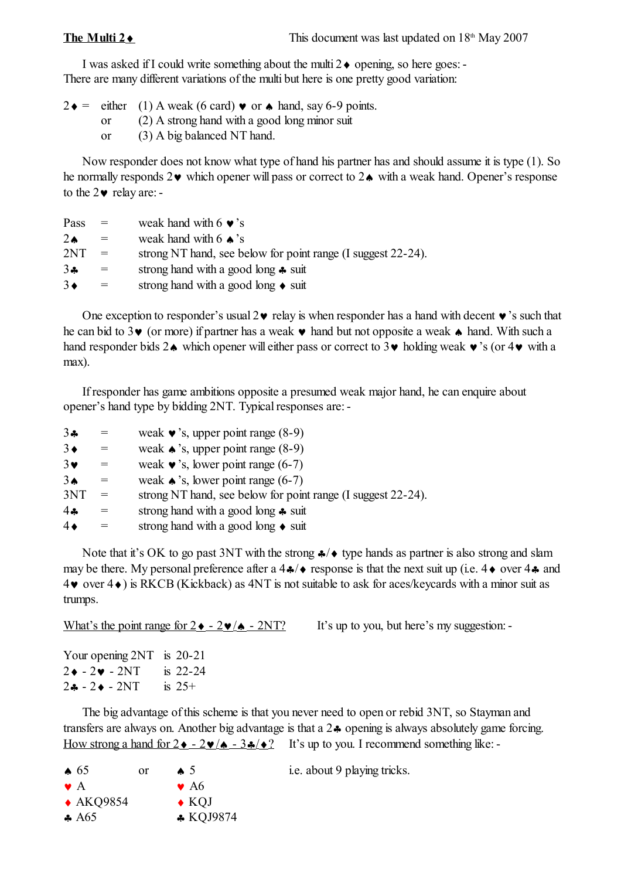**The Multi 2♦** This document was last updated on 18th May 2007

I was asked if I could write something about the multi 2♦ opening, so here goes: -
There are many different variations of the multi but here is one pretty good variation:

2♦ = either (1) A weak (6 card) ♥ or ♠ hand, say 6-9 points.
or (2) A strong hand with a good long minor suit
or (3) A big balanced NT hand.

Now responder does not know what type of hand his partner has and should assume it is type (1). So he normally responds 2♥ which opener will pass or correct to 2♠ with a weak hand. Opener's response to the 2♥ relay are: -

| | | |
|---|---|---|
| Pass | = | weak hand with 6 ♥'s |
| 2♠ | = | weak hand with 6 ♠'s |
| 2NT | = | strong NT hand, see below for point range (I suggest 22-24). |
| 3♣ | = | strong hand with a good long ♣ suit |
| 3♦ | = | strong hand with a good long ♦ suit |

One exception to responder's usual 2♥ relay is when responder has a hand with decent ♥'s such that he can bid to 3♥ (or more) if partner has a weak ♥ hand but not opposite a weak ♠ hand. With such a hand responder bids 2♠ which opener will either pass or correct to 3♥ holding weak ♥'s (or 4♥ with a max).

If responder has game ambitions opposite a presumed weak major hand, he can enquire about opener's hand type by bidding 2NT. Typical responses are: -

| | | |
|---|---|---|
| 3♣ | = | weak ♥'s, upper point range (8-9) |
| 3♦ | = | weak ♠'s, upper point range (8-9) |
| 3♥ | = | weak ♥'s, lower point range (6-7) |
| 3♠ | = | weak ♠'s, lower point range (6-7) |
| 3NT | = | strong NT hand, see below for point range (I suggest 22-24). |
| 4♣ | = | strong hand with a good long ♣ suit |
| 4♦ | = | strong hand with a good long ♦ suit |

Note that it's OK to go past 3NT with the strong ♣/♦ type hands as partner is also strong and slam may be there. My personal preference after a 4♣/♦ response is that the next suit up (i.e. 4♦ over 4♣ and 4♥ over 4♦) is RKCB (Kickback) as 4NT is not suitable to ask for aces/keycards with a minor suit as trumps.

<u>What's the point range for 2♦ - 2♥/♠ - 2NT?</u> It's up to you, but here's my suggestion: -

| | |
|---|---|
| Your opening 2NT | is 20-21 |
| 2♦ - 2♥ - 2NT | is 22-24 |
| 2♣ - 2♦ - 2NT | is 25+ |

The big advantage of this scheme is that you never need to open or rebid 3NT, so Stayman and transfers are always on. Another big advantage is that a 2♣ opening is always absolutely game forcing.
<u>How strong a hand for 2♦ - 2♥/♠ - 3♣/♦?</u> It's up to you. I recommend something like: -

| | | | |
|---|---|---|---|
| ♠ 65 | or | ♠ 5 | i.e. about 9 playing tricks. |
| ♥ A | | ♥ A6 | |
| ♦ AKQ9854 | | ♦ KQJ | |
| ♣ A65 | | ♣ KQJ9874 | |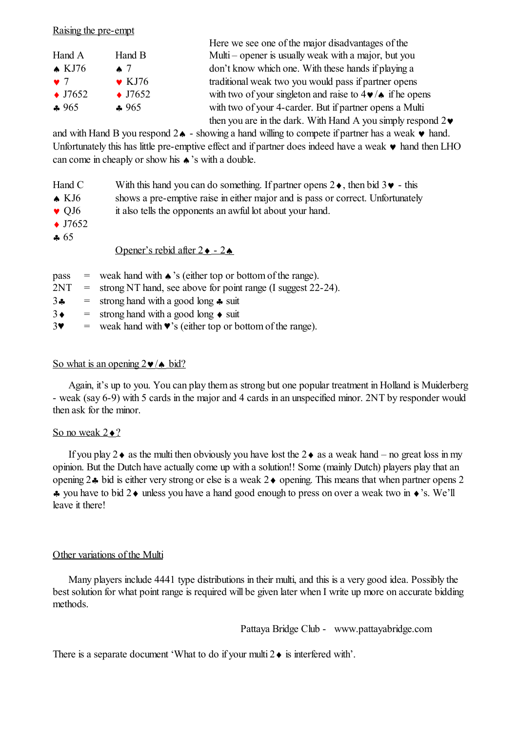Raising the pre-empt

| Hand A | Hand B |
|---|---|
| ♠ KJ76 | ♠ 7 |
| ♥ 7 | ♥ KJ76 |
| ♦ J7652 | ♦ J7652 |
| ♣ 965 | ♣ 965 |

Here we see one of the major disadvantages of the Multi – opener is usually weak with a major, but you don't know which one. With these hands if playing a traditional weak two you would pass if partner opens with two of your singleton and raise to 4♥/♠ if he opens with two of your 4-carder. But if partner opens a Multi then you are in the dark. With Hand A you simply respond 2♥ and with Hand B you respond 2♠ - showing a hand willing to compete if partner has a weak ♥ hand. Unfortunately this has little pre-emptive effect and if partner does indeed have a weak ♥ hand then LHO can come in cheaply or show his ♠'s with a double.

Hand C
♠ KJ6
♥ QJ6
♦ J7652
♣ 65

With this hand you can do something. If partner opens 2♦, then bid 3♥ - this shows a pre-emptive raise in either major and is pass or correct. Unfortunately it also tells the opponents an awful lot about your hand.

Opener's rebid after 2♦ - 2♠

| | | |
|---|---|---|
| pass | = | weak hand with ♠'s (either top or bottom of the range). |
| 2NT | = | strong NT hand, see above for point range (I suggest 22-24). |
| 3♣ | = | strong hand with a good long ♣ suit |
| 3♦ | = | strong hand with a good long ♦ suit |
| 3♥ | = | weak hand with ♥'s (either top or bottom of the range). |

So what is an opening 2♥/♠ bid?

Again, it's up to you. You can play them as strong but one popular treatment in Holland is Muiderberg - weak (say 6-9) with 5 cards in the major and 4 cards in an unspecified minor. 2NT by responder would then ask for the minor.

So no weak 2♦?

If you play 2♦ as the multi then obviously you have lost the 2♦ as a weak hand – no great loss in my opinion. But the Dutch have actually come up with a solution!! Some (mainly Dutch) players play that an opening 2♣ bid is either very strong or else is a weak 2♦ opening. This means that when partner opens 2 ♣ you have to bid 2♦ unless you have a hand good enough to press on over a weak two in ♦'s. We'll leave it there!

Other variations of the Multi

Many players include 4441 type distributions in their multi, and this is a very good idea. Possibly the best solution for what point range is required will be given later when I write up more on accurate bidding methods.

Pattaya Bridge Club - www.pattayabridge.com

There is a separate document 'What to do if your multi 2♦ is interfered with'.